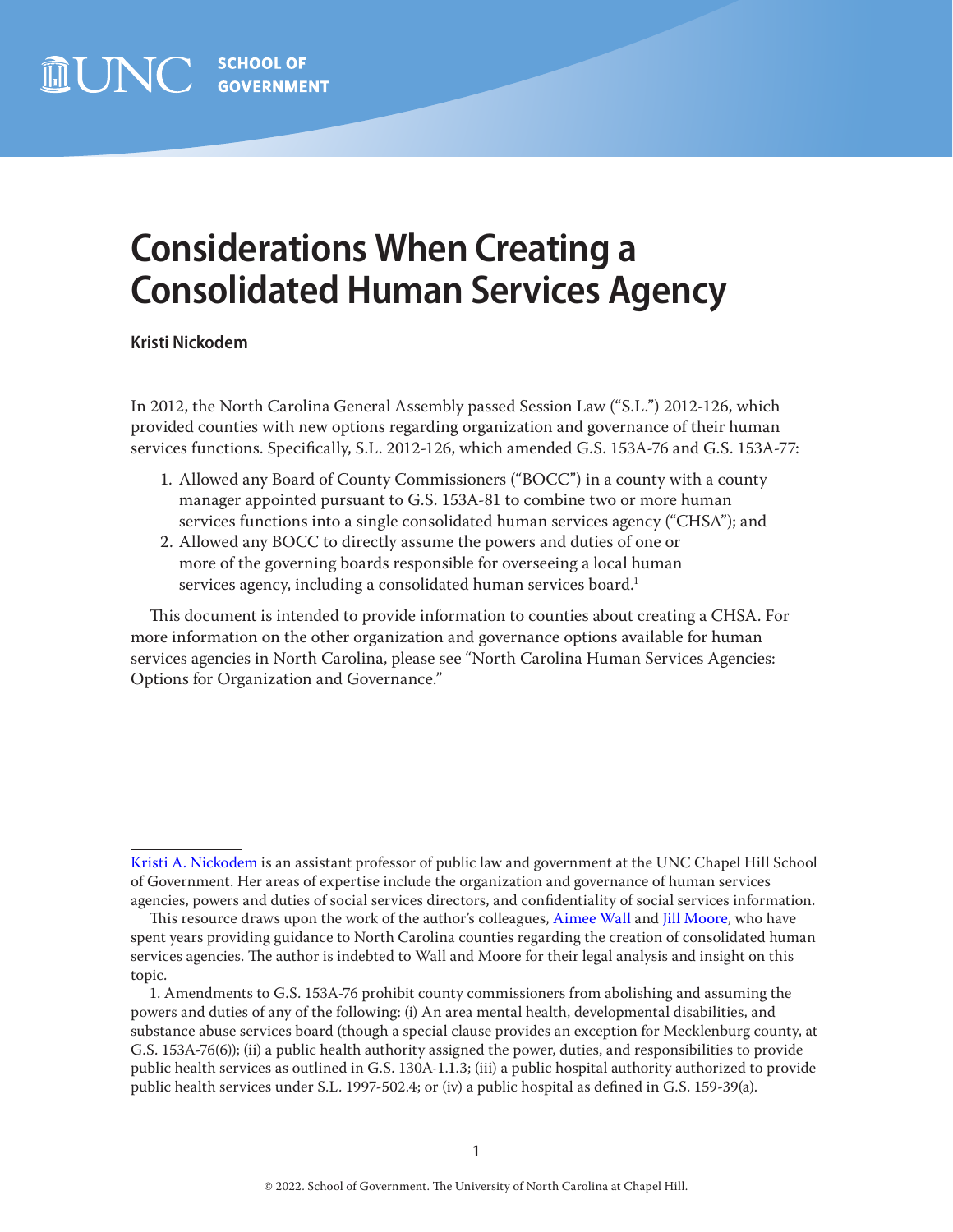# Considerations When Creating a Consolidated Human Services Agency

**Kristi Nickodem**

In 2012, the North Carolina General Assembly passed Session Law ("S.L.") 2012-126, which provided counties with new options regarding organization and governance of their human services functions. Specifically, S.L. 2012-126, which amended G.S. 153A-76 and G.S. 153A-77:

1. Allowed any Board of County Commissioners ("BOCC") in a county with a county manager appointed pursuant to G.S. 153A-81 to combine two or more human services functions into a single consolidated human services agency ("CHSA"); and
2. Allowed any BOCC to directly assume the powers and duties of one or more of the governing boards responsible for overseeing a local human services agency, including a consolidated human services board.[1]

This document is intended to provide information to counties about creating a CHSA. For more information on the other organization and governance options available for human services agencies in North Carolina, please see "North Carolina Human Services Agencies: Options for Organization and Governance."

---

Kristi A. Nickodem is an assistant professor of public law and government at the UNC Chapel Hill School of Government. Her areas of expertise include the organization and governance of human services agencies, powers and duties of social services directors, and confidentiality of social services information.

This resource draws upon the work of the author's colleagues, Aimee Wall and Jill Moore, who have spent years providing guidance to North Carolina counties regarding the creation of consolidated human services agencies. The author is indebted to Wall and Moore for their legal analysis and insight on this topic.

1. Amendments to G.S. 153A-76 prohibit county commissioners from abolishing and assuming the powers and duties of any of the following: (i) An area mental health, developmental disabilities, and substance abuse services board (though a special clause provides an exception for Mecklenburg county, at G.S. 153A-76(6)); (ii) a public health authority assigned the power, duties, and responsibilities to provide public health services as outlined in G.S. 130A-1.1.3; (iii) a public hospital authority authorized to provide public health services under S.L. 1997-502.4; or (iv) a public hospital as defined in G.S. 159-39(a).

© 2022. School of Government. The University of North Carolina at Chapel Hill.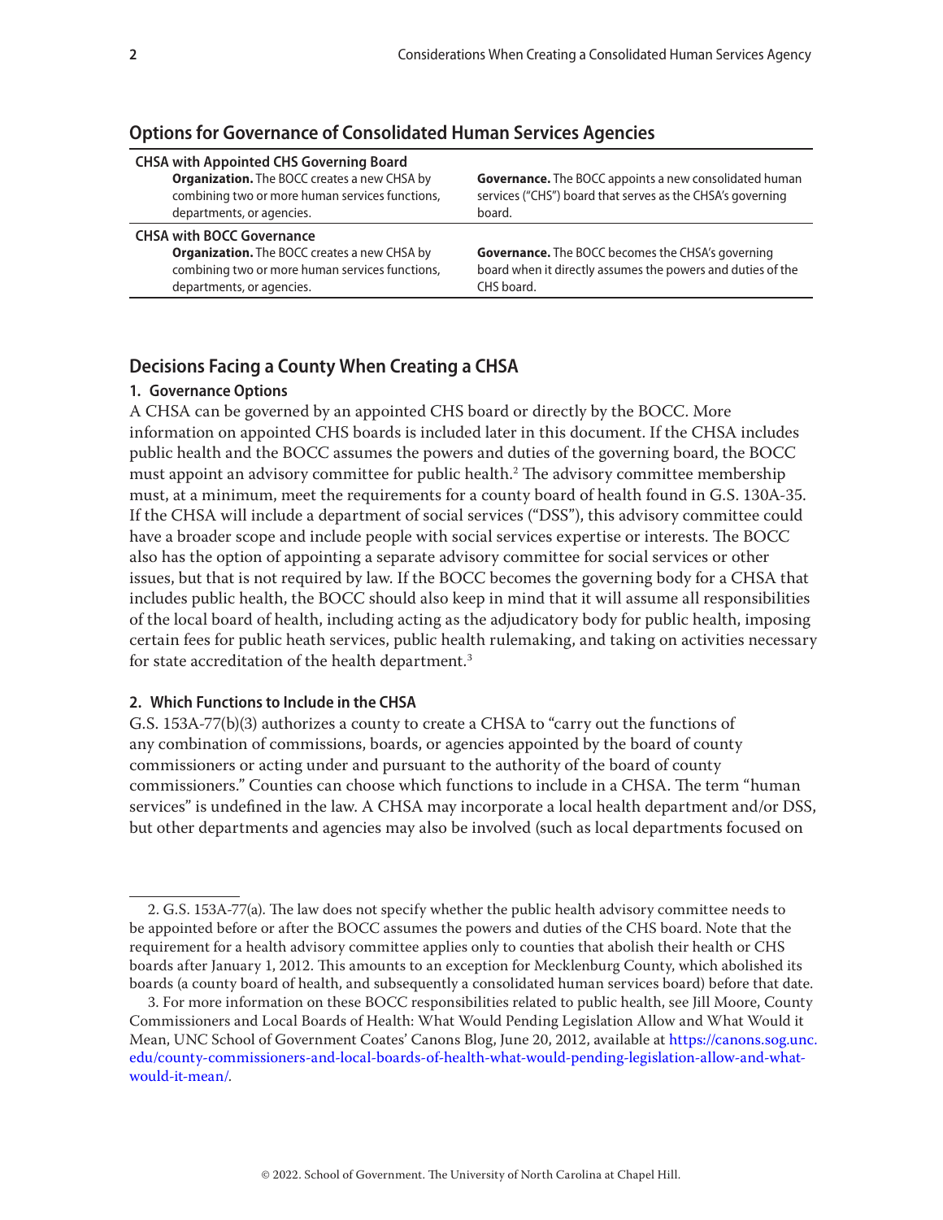## Options for Governance of Consolidated Human Services Agencies

| | |
|---|---|
| **CHSA with Appointed CHS Governing Board** | |
| **Organization.** The BOCC creates a new CHSA by combining two or more human services functions, departments, or agencies. | **Governance.** The BOCC appoints a new consolidated human services ("CHS") board that serves as the CHSA's governing board. |
| **CHSA with BOCC Governance** | |
| **Organization.** The BOCC creates a new CHSA by combining two or more human services functions, departments, or agencies. | **Governance.** The BOCC becomes the CHSA's governing board when it directly assumes the powers and duties of the CHS board. |

## Decisions Facing a County When Creating a CHSA

### 1. Governance Options

A CHSA can be governed by an appointed CHS board or directly by the BOCC. More information on appointed CHS boards is included later in this document. If the CHSA includes public health and the BOCC assumes the powers and duties of the governing board, the BOCC must appoint an advisory committee for public health.[2] The advisory committee membership must, at a minimum, meet the requirements for a county board of health found in G.S. 130A-35. If the CHSA will include a department of social services ("DSS"), this advisory committee could have a broader scope and include people with social services expertise or interests. The BOCC also has the option of appointing a separate advisory committee for social services or other issues, but that is not required by law. If the BOCC becomes the governing body for a CHSA that includes public health, the BOCC should also keep in mind that it will assume all responsibilities of the local board of health, including acting as the adjudicatory body for public health, imposing certain fees for public heath services, public health rulemaking, and taking on activities necessary for state accreditation of the health department.[3]

### 2. Which Functions to Include in the CHSA

G.S. 153A-77(b)(3) authorizes a county to create a CHSA to "carry out the functions of any combination of commissions, boards, or agencies appointed by the board of county commissioners or acting under and pursuant to the authority of the board of county commissioners." Counties can choose which functions to include in a CHSA. The term "human services" is undefined in the law. A CHSA may incorporate a local health department and/or DSS, but other departments and agencies may also be involved (such as local departments focused on

---

2. G.S. 153A-77(a). The law does not specify whether the public health advisory committee needs to be appointed before or after the BOCC assumes the powers and duties of the CHS board. Note that the requirement for a health advisory committee applies only to counties that abolish their health or CHS boards after January 1, 2012. This amounts to an exception for Mecklenburg County, which abolished its boards (a county board of health, and subsequently a consolidated human services board) before that date.

3. For more information on these BOCC responsibilities related to public health, see Jill Moore, County Commissioners and Local Boards of Health: What Would Pending Legislation Allow and What Would it Mean, UNC School of Government Coates' Canons Blog, June 20, 2012, available at https://canons.sog.unc.edu/county-commissioners-and-local-boards-of-health-what-would-pending-legislation-allow-and-what-would-it-mean/.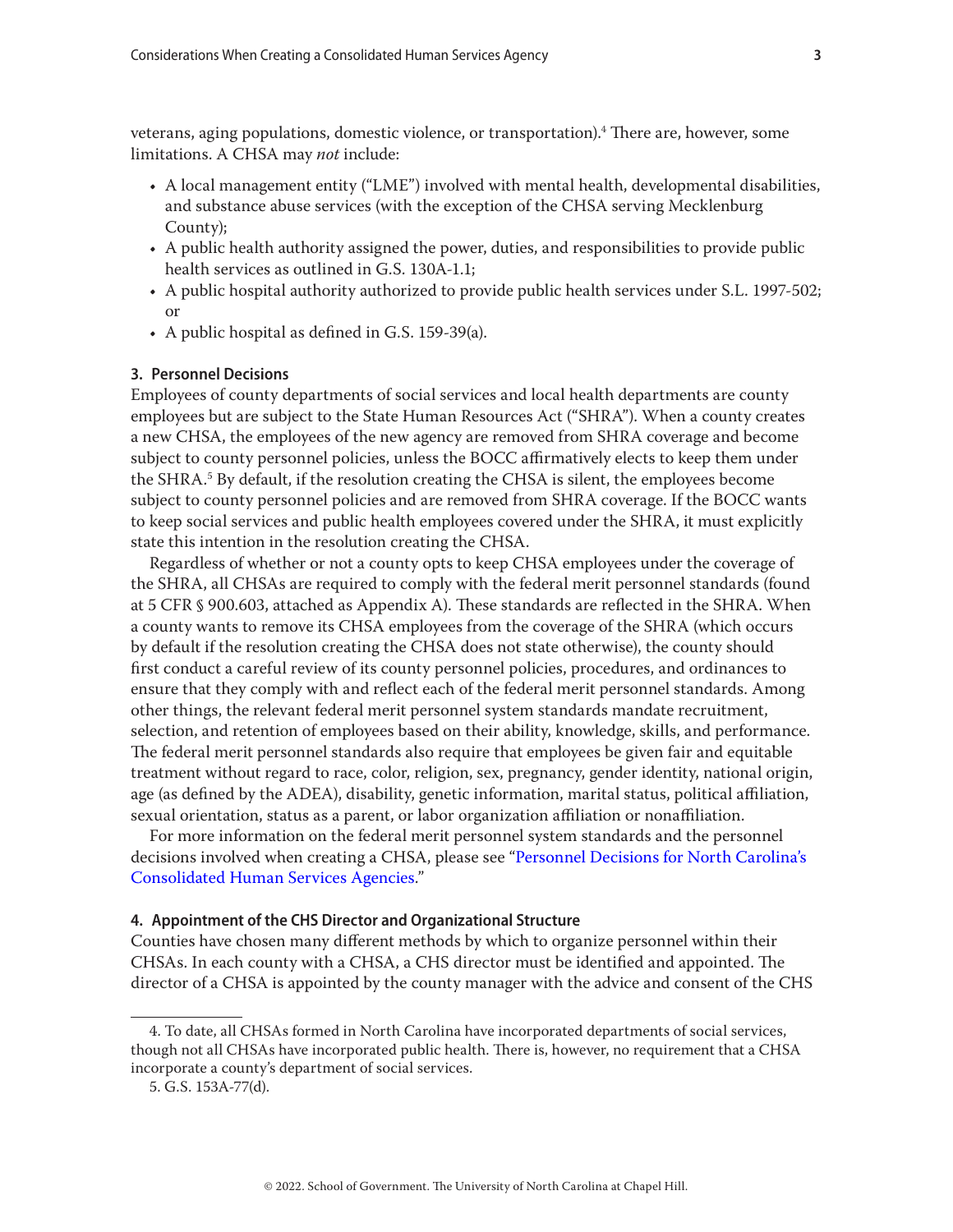veterans, aging populations, domestic violence, or transportation).[4] There are, however, some limitations. A CHSA may *not* include:

- A local management entity ("LME") involved with mental health, developmental disabilities, and substance abuse services (with the exception of the CHSA serving Mecklenburg County);
- A public health authority assigned the power, duties, and responsibilities to provide public health services as outlined in G.S. 130A-1.1;
- A public hospital authority authorized to provide public health services under S.L. 1997-502; or
- A public hospital as defined in G.S. 159-39(a).

### 3. Personnel Decisions

Employees of county departments of social services and local health departments are county employees but are subject to the State Human Resources Act ("SHRA"). When a county creates a new CHSA, the employees of the new agency are removed from SHRA coverage and become subject to county personnel policies, unless the BOCC affirmatively elects to keep them under the SHRA.[5] By default, if the resolution creating the CHSA is silent, the employees become subject to county personnel policies and are removed from SHRA coverage. If the BOCC wants to keep social services and public health employees covered under the SHRA, it must explicitly state this intention in the resolution creating the CHSA.

Regardless of whether or not a county opts to keep CHSA employees under the coverage of the SHRA, all CHSAs are required to comply with the federal merit personnel standards (found at 5 CFR § 900.603, attached as Appendix A). These standards are reflected in the SHRA. When a county wants to remove its CHSA employees from the coverage of the SHRA (which occurs by default if the resolution creating the CHSA does not state otherwise), the county should first conduct a careful review of its county personnel policies, procedures, and ordinances to ensure that they comply with and reflect each of the federal merit personnel standards. Among other things, the relevant federal merit personnel system standards mandate recruitment, selection, and retention of employees based on their ability, knowledge, skills, and performance. The federal merit personnel standards also require that employees be given fair and equitable treatment without regard to race, color, religion, sex, pregnancy, gender identity, national origin, age (as defined by the ADEA), disability, genetic information, marital status, political affiliation, sexual orientation, status as a parent, or labor organization affiliation or nonaffiliation.

For more information on the federal merit personnel system standards and the personnel decisions involved when creating a CHSA, please see "Personnel Decisions for North Carolina's Consolidated Human Services Agencies."

### 4. Appointment of the CHS Director and Organizational Structure

Counties have chosen many different methods by which to organize personnel within their CHSAs. In each county with a CHSA, a CHS director must be identified and appointed. The director of a CHSA is appointed by the county manager with the advice and consent of the CHS

---

4. To date, all CHSAs formed in North Carolina have incorporated departments of social services, though not all CHSAs have incorporated public health. There is, however, no requirement that a CHSA incorporate a county's department of social services.

5. G.S. 153A-77(d).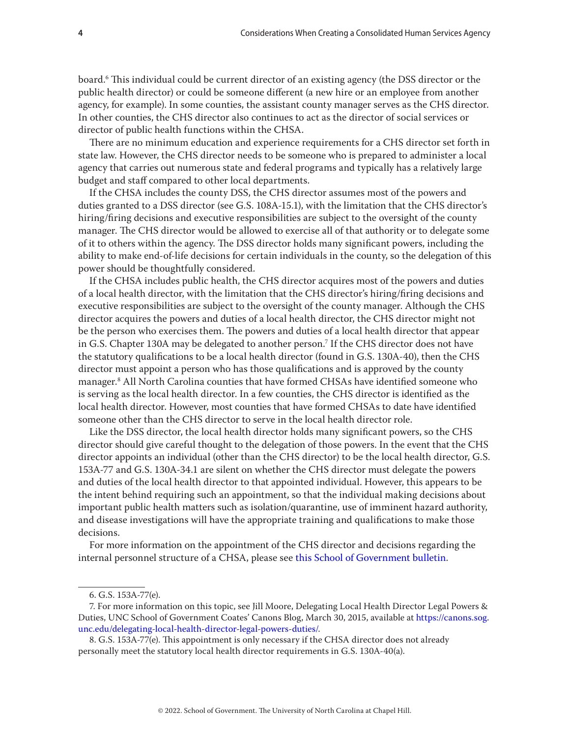board.[6] This individual could be current director of an existing agency (the DSS director or the public health director) or could be someone different (a new hire or an employee from another agency, for example). In some counties, the assistant county manager serves as the CHS director. In other counties, the CHS director also continues to act as the director of social services or director of public health functions within the CHSA.

There are no minimum education and experience requirements for a CHS director set forth in state law. However, the CHS director needs to be someone who is prepared to administer a local agency that carries out numerous state and federal programs and typically has a relatively large budget and staff compared to other local departments.

If the CHSA includes the county DSS, the CHS director assumes most of the powers and duties granted to a DSS director (see G.S. 108A-15.1), with the limitation that the CHS director's hiring/firing decisions and executive responsibilities are subject to the oversight of the county manager. The CHS director would be allowed to exercise all of that authority or to delegate some of it to others within the agency. The DSS director holds many significant powers, including the ability to make end-of-life decisions for certain individuals in the county, so the delegation of this power should be thoughtfully considered.

If the CHSA includes public health, the CHS director acquires most of the powers and duties of a local health director, with the limitation that the CHS director's hiring/firing decisions and executive responsibilities are subject to the oversight of the county manager. Although the CHS director acquires the powers and duties of a local health director, the CHS director might not be the person who exercises them. The powers and duties of a local health director that appear in G.S. Chapter 130A may be delegated to another person.[7] If the CHS director does not have the statutory qualifications to be a local health director (found in G.S. 130A-40), then the CHS director must appoint a person who has those qualifications and is approved by the county manager.[8] All North Carolina counties that have formed CHSAs have identified someone who is serving as the local health director. In a few counties, the CHS director is identified as the local health director. However, most counties that have formed CHSAs to date have identified someone other than the CHS director to serve in the local health director role.

Like the DSS director, the local health director holds many significant powers, so the CHS director should give careful thought to the delegation of those powers. In the event that the CHS director appoints an individual (other than the CHS director) to be the local health director, G.S. 153A-77 and G.S. 130A-34.1 are silent on whether the CHS director must delegate the powers and duties of the local health director to that appointed individual. However, this appears to be the intent behind requiring such an appointment, so that the individual making decisions about important public health matters such as isolation/quarantine, use of imminent hazard authority, and disease investigations will have the appropriate training and qualifications to make those decisions.

For more information on the appointment of the CHS director and decisions regarding the internal personnel structure of a CHSA, please see this School of Government bulletin.

---

6. G.S. 153A-77(e).

7. For more information on this topic, see Jill Moore, Delegating Local Health Director Legal Powers & Duties, UNC School of Government Coates' Canons Blog, March 30, 2015, available at https://canons.sog.unc.edu/delegating-local-health-director-legal-powers-duties/.

8. G.S. 153A-77(e). This appointment is only necessary if the CHSA director does not already personally meet the statutory local health director requirements in G.S. 130A-40(a).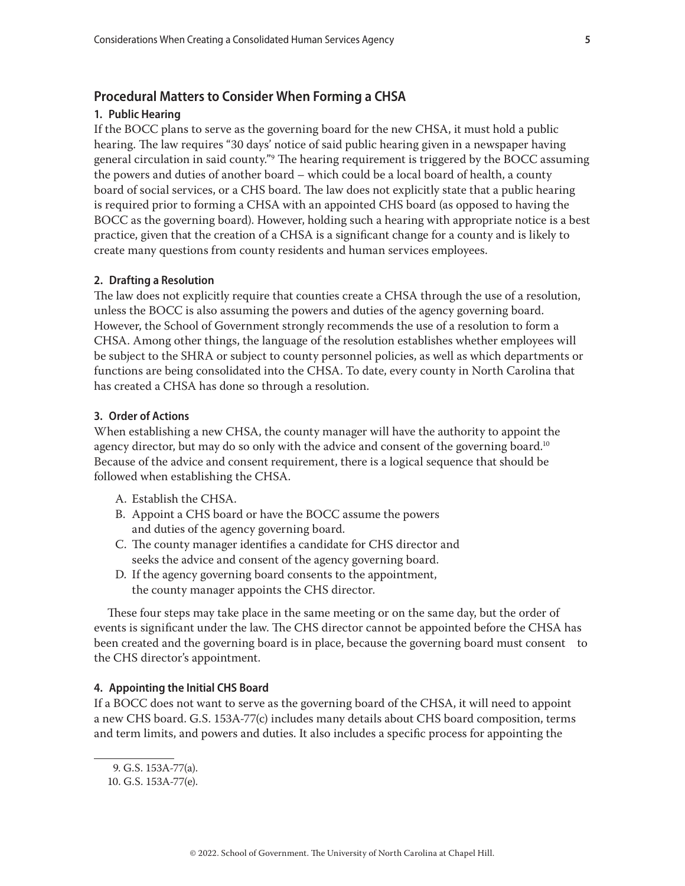## Procedural Matters to Consider When Forming a CHSA

### 1. Public Hearing

If the BOCC plans to serve as the governing board for the new CHSA, it must hold a public hearing. The law requires "30 days' notice of said public hearing given in a newspaper having general circulation in said county."[9] The hearing requirement is triggered by the BOCC assuming the powers and duties of another board – which could be a local board of health, a county board of social services, or a CHS board. The law does not explicitly state that a public hearing is required prior to forming a CHSA with an appointed CHS board (as opposed to having the BOCC as the governing board). However, holding such a hearing with appropriate notice is a best practice, given that the creation of a CHSA is a significant change for a county and is likely to create many questions from county residents and human services employees.

### 2. Drafting a Resolution

The law does not explicitly require that counties create a CHSA through the use of a resolution, unless the BOCC is also assuming the powers and duties of the agency governing board. However, the School of Government strongly recommends the use of a resolution to form a CHSA. Among other things, the language of the resolution establishes whether employees will be subject to the SHRA or subject to county personnel policies, as well as which departments or functions are being consolidated into the CHSA. To date, every county in North Carolina that has created a CHSA has done so through a resolution.

### 3. Order of Actions

When establishing a new CHSA, the county manager will have the authority to appoint the agency director, but may do so only with the advice and consent of the governing board.[10] Because of the advice and consent requirement, there is a logical sequence that should be followed when establishing the CHSA.

A. Establish the CHSA.
B. Appoint a CHS board or have the BOCC assume the powers and duties of the agency governing board.
C. The county manager identifies a candidate for CHS director and seeks the advice and consent of the agency governing board.
D. If the agency governing board consents to the appointment, the county manager appoints the CHS director.

These four steps may take place in the same meeting or on the same day, but the order of events is significant under the law. The CHS director cannot be appointed before the CHSA has been created and the governing board is in place, because the governing board must consent to the CHS director's appointment.

### 4. Appointing the Initial CHS Board

If a BOCC does not want to serve as the governing board of the CHSA, it will need to appoint a new CHS board. G.S. 153A-77(c) includes many details about CHS board composition, terms and term limits, and powers and duties. It also includes a specific process for appointing the

---

9. G.S. 153A-77(a).
10. G.S. 153A-77(e).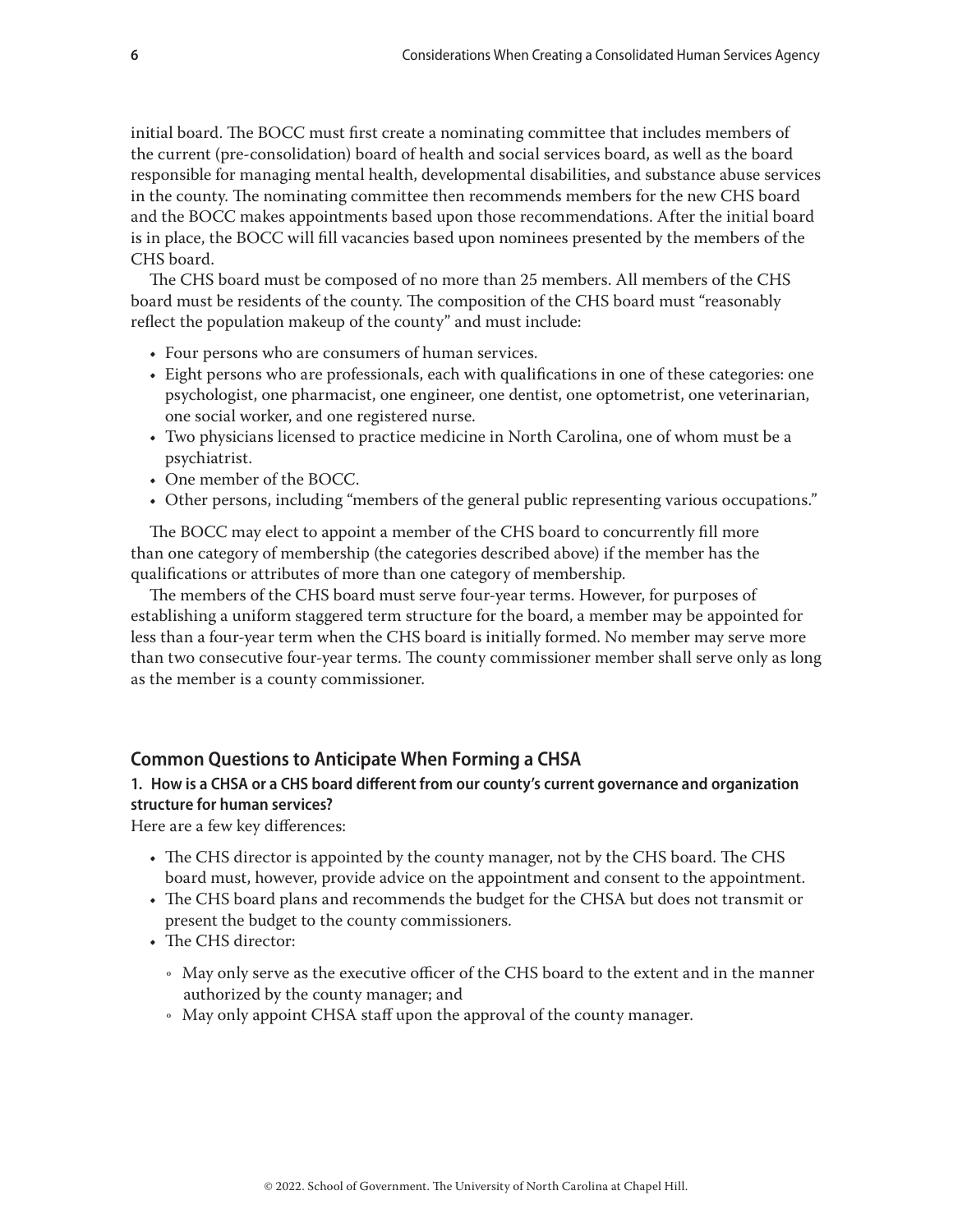initial board. The BOCC must first create a nominating committee that includes members of the current (pre-consolidation) board of health and social services board, as well as the board responsible for managing mental health, developmental disabilities, and substance abuse services in the county. The nominating committee then recommends members for the new CHS board and the BOCC makes appointments based upon those recommendations. After the initial board is in place, the BOCC will fill vacancies based upon nominees presented by the members of the CHS board.

The CHS board must be composed of no more than 25 members. All members of the CHS board must be residents of the county. The composition of the CHS board must "reasonably reflect the population makeup of the county" and must include:

- Four persons who are consumers of human services.
- Eight persons who are professionals, each with qualifications in one of these categories: one psychologist, one pharmacist, one engineer, one dentist, one optometrist, one veterinarian, one social worker, and one registered nurse.
- Two physicians licensed to practice medicine in North Carolina, one of whom must be a psychiatrist.
- One member of the BOCC.
- Other persons, including "members of the general public representing various occupations."

The BOCC may elect to appoint a member of the CHS board to concurrently fill more than one category of membership (the categories described above) if the member has the qualifications or attributes of more than one category of membership.

The members of the CHS board must serve four-year terms. However, for purposes of establishing a uniform staggered term structure for the board, a member may be appointed for less than a four-year term when the CHS board is initially formed. No member may serve more than two consecutive four-year terms. The county commissioner member shall serve only as long as the member is a county commissioner.

## Common Questions to Anticipate When Forming a CHSA

### 1. How is a CHSA or a CHS board different from our county's current governance and organization structure for human services?

Here are a few key differences:

- The CHS director is appointed by the county manager, not by the CHS board. The CHS board must, however, provide advice on the appointment and consent to the appointment.
- The CHS board plans and recommends the budget for the CHSA but does not transmit or present the budget to the county commissioners.
- The CHS director:
  - May only serve as the executive officer of the CHS board to the extent and in the manner authorized by the county manager; and
  - May only appoint CHSA staff upon the approval of the county manager.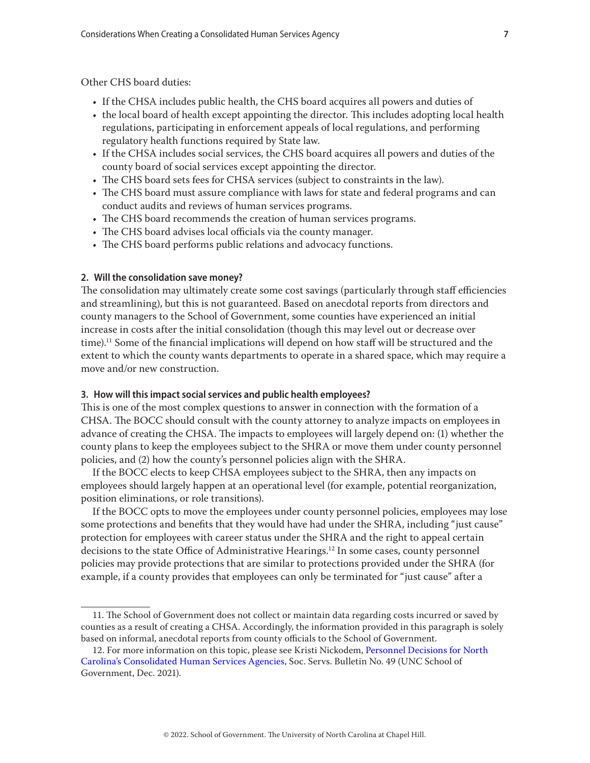Other CHS board duties:

- If the CHSA includes public health, the CHS board acquires all powers and duties of
- the local board of health except appointing the director. This includes adopting local health regulations, participating in enforcement appeals of local regulations, and performing regulatory health functions required by State law.
- If the CHSA includes social services, the CHS board acquires all powers and duties of the county board of social services except appointing the director.
- The CHS board sets fees for CHSA services (subject to constraints in the law).
- The CHS board must assure compliance with laws for state and federal programs and can conduct audits and reviews of human services programs.
- The CHS board recommends the creation of human services programs.
- The CHS board advises local officials via the county manager.
- The CHS board performs public relations and advocacy functions.

### 2. Will the consolidation save money?

The consolidation may ultimately create some cost savings (particularly through staff efficiencies and streamlining), but this is not guaranteed. Based on anecdotal reports from directors and county managers to the School of Government, some counties have experienced an initial increase in costs after the initial consolidation (though this may level out or decrease over time).[11] Some of the financial implications will depend on how staff will be structured and the extent to which the county wants departments to operate in a shared space, which may require a move and/or new construction.

### 3. How will this impact social services and public health employees?

This is one of the most complex questions to answer in connection with the formation of a CHSA. The BOCC should consult with the county attorney to analyze impacts on employees in advance of creating the CHSA. The impacts to employees will largely depend on: (1) whether the county plans to keep the employees subject to the SHRA or move them under county personnel policies, and (2) how the county's personnel policies align with the SHRA.

If the BOCC elects to keep CHSA employees subject to the SHRA, then any impacts on employees should largely happen at an operational level (for example, potential reorganization, position eliminations, or role transitions).

If the BOCC opts to move the employees under county personnel policies, employees may lose some protections and benefits that they would have had under the SHRA, including "just cause" protection for employees with career status under the SHRA and the right to appeal certain decisions to the state Office of Administrative Hearings.[12] In some cases, county personnel policies may provide protections that are similar to protections provided under the SHRA (for example, if a county provides that employees can only be terminated for "just cause" after a

---

11. The School of Government does not collect or maintain data regarding costs incurred or saved by counties as a result of creating a CHSA. Accordingly, the information provided in this paragraph is solely based on informal, anecdotal reports from county officials to the School of Government.

12. For more information on this topic, please see Kristi Nickodem, Personnel Decisions for North Carolina's Consolidated Human Services Agencies, Soc. Servs. Bulletin No. 49 (UNC School of Government, Dec. 2021).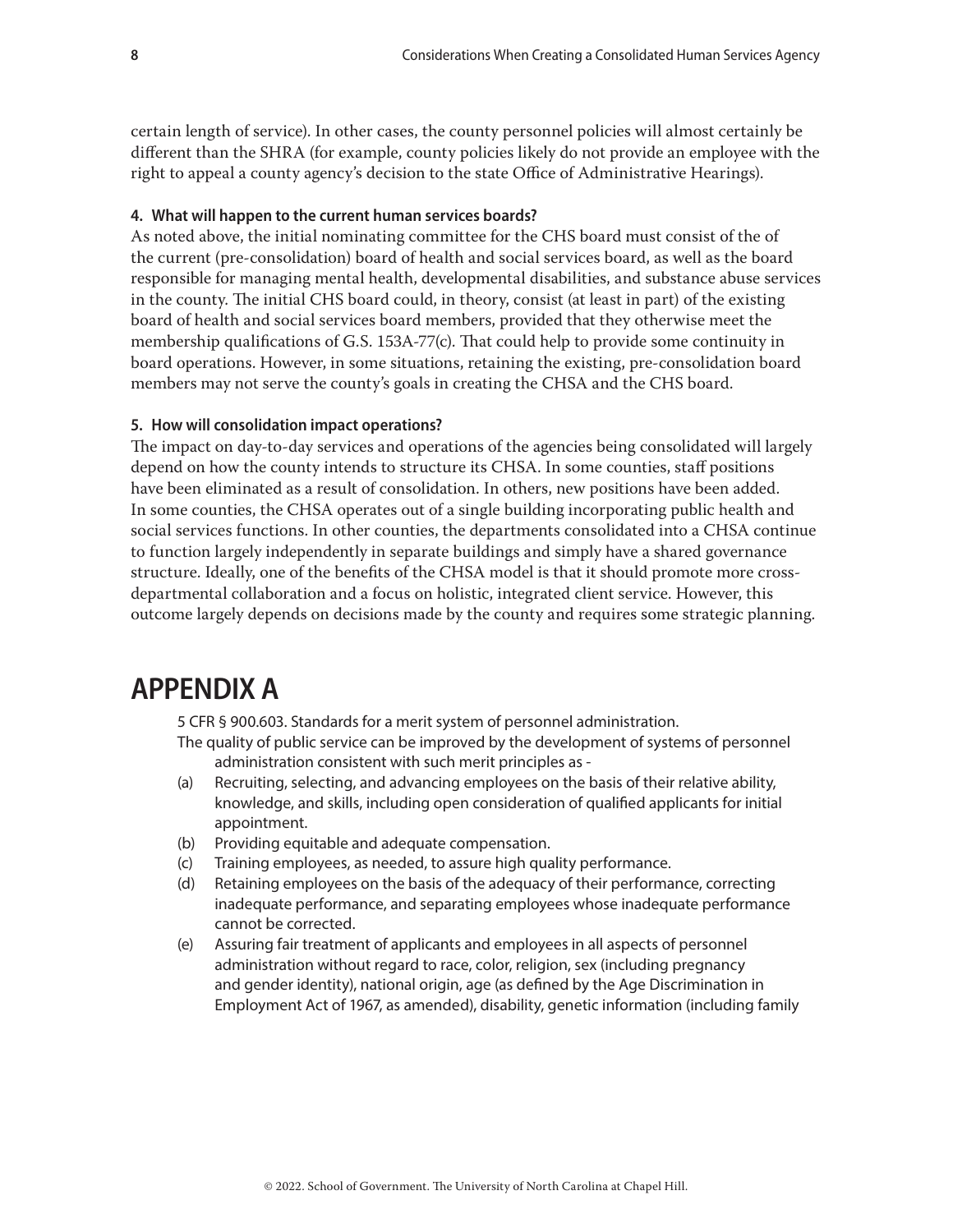certain length of service). In other cases, the county personnel policies will almost certainly be different than the SHRA (for example, county policies likely do not provide an employee with the right to appeal a county agency's decision to the state Office of Administrative Hearings).

#### 4. What will happen to the current human services boards?

As noted above, the initial nominating committee for the CHS board must consist of the of the current (pre-consolidation) board of health and social services board, as well as the board responsible for managing mental health, developmental disabilities, and substance abuse services in the county. The initial CHS board could, in theory, consist (at least in part) of the existing board of health and social services board members, provided that they otherwise meet the membership qualifications of G.S. 153A-77(c). That could help to provide some continuity in board operations. However, in some situations, retaining the existing, pre-consolidation board members may not serve the county's goals in creating the CHSA and the CHS board.

#### 5. How will consolidation impact operations?

The impact on day-to-day services and operations of the agencies being consolidated will largely depend on how the county intends to structure its CHSA. In some counties, staff positions have been eliminated as a result of consolidation. In others, new positions have been added. In some counties, the CHSA operates out of a single building incorporating public health and social services functions. In other counties, the departments consolidated into a CHSA continue to function largely independently in separate buildings and simply have a shared governance structure. Ideally, one of the benefits of the CHSA model is that it should promote more cross-departmental collaboration and a focus on holistic, integrated client service. However, this outcome largely depends on decisions made by the county and requires some strategic planning.

# APPENDIX A

5 CFR § 900.603. Standards for a merit system of personnel administration.

The quality of public service can be improved by the development of systems of personnel administration consistent with such merit principles as -

(a) Recruiting, selecting, and advancing employees on the basis of their relative ability, knowledge, and skills, including open consideration of qualified applicants for initial appointment.

(b) Providing equitable and adequate compensation.

(c) Training employees, as needed, to assure high quality performance.

(d) Retaining employees on the basis of the adequacy of their performance, correcting inadequate performance, and separating employees whose inadequate performance cannot be corrected.

(e) Assuring fair treatment of applicants and employees in all aspects of personnel administration without regard to race, color, religion, sex (including pregnancy and gender identity), national origin, age (as defined by the Age Discrimination in Employment Act of 1967, as amended), disability, genetic information (including family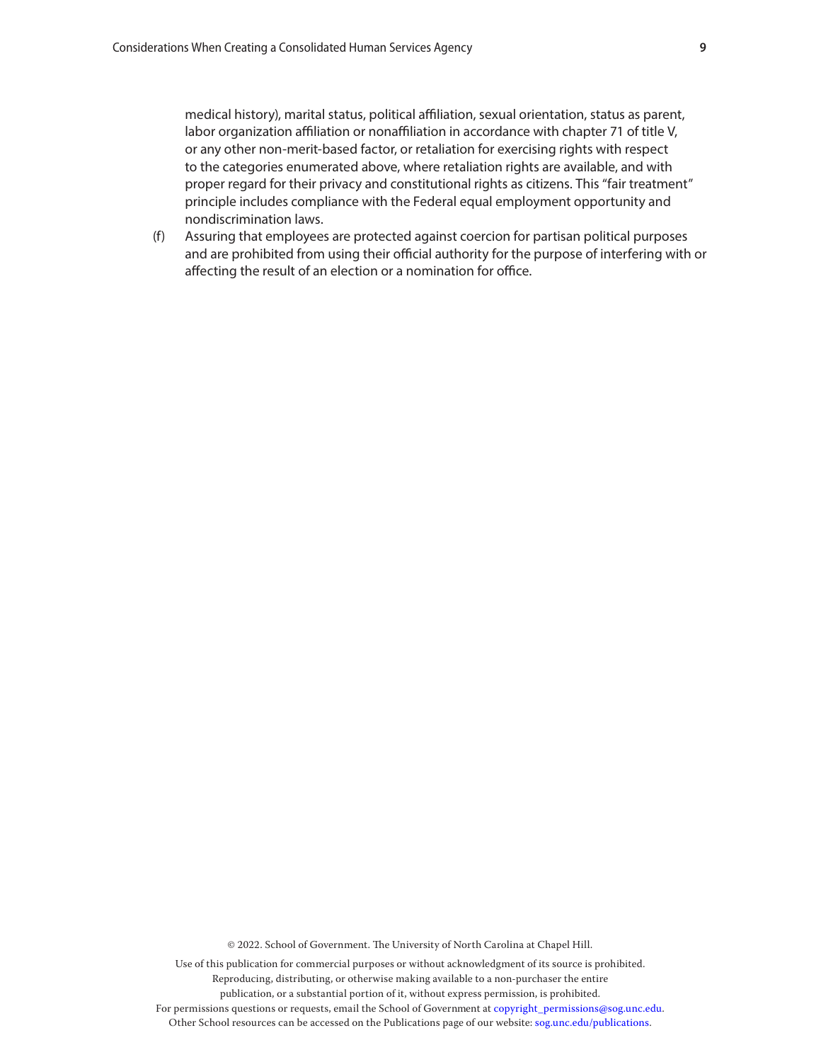medical history), marital status, political affiliation, sexual orientation, status as parent, labor organization affiliation or nonaffiliation in accordance with chapter 71 of title V, or any other non-merit-based factor, or retaliation for exercising rights with respect to the categories enumerated above, where retaliation rights are available, and with proper regard for their privacy and constitutional rights as citizens. This "fair treatment" principle includes compliance with the Federal equal employment opportunity and nondiscrimination laws.

(f) Assuring that employees are protected against coercion for partisan political purposes and are prohibited from using their official authority for the purpose of interfering with or affecting the result of an election or a nomination for office.

© 2022. School of Government. The University of North Carolina at Chapel Hill.

Use of this publication for commercial purposes or without acknowledgment of its source is prohibited. Reproducing, distributing, or otherwise making available to a non-purchaser the entire publication, or a substantial portion of it, without express permission, is prohibited.

For permissions questions or requests, email the School of Government at copyright_permissions@sog.unc.edu.
Other School resources can be accessed on the Publications page of our website: sog.unc.edu/publications.